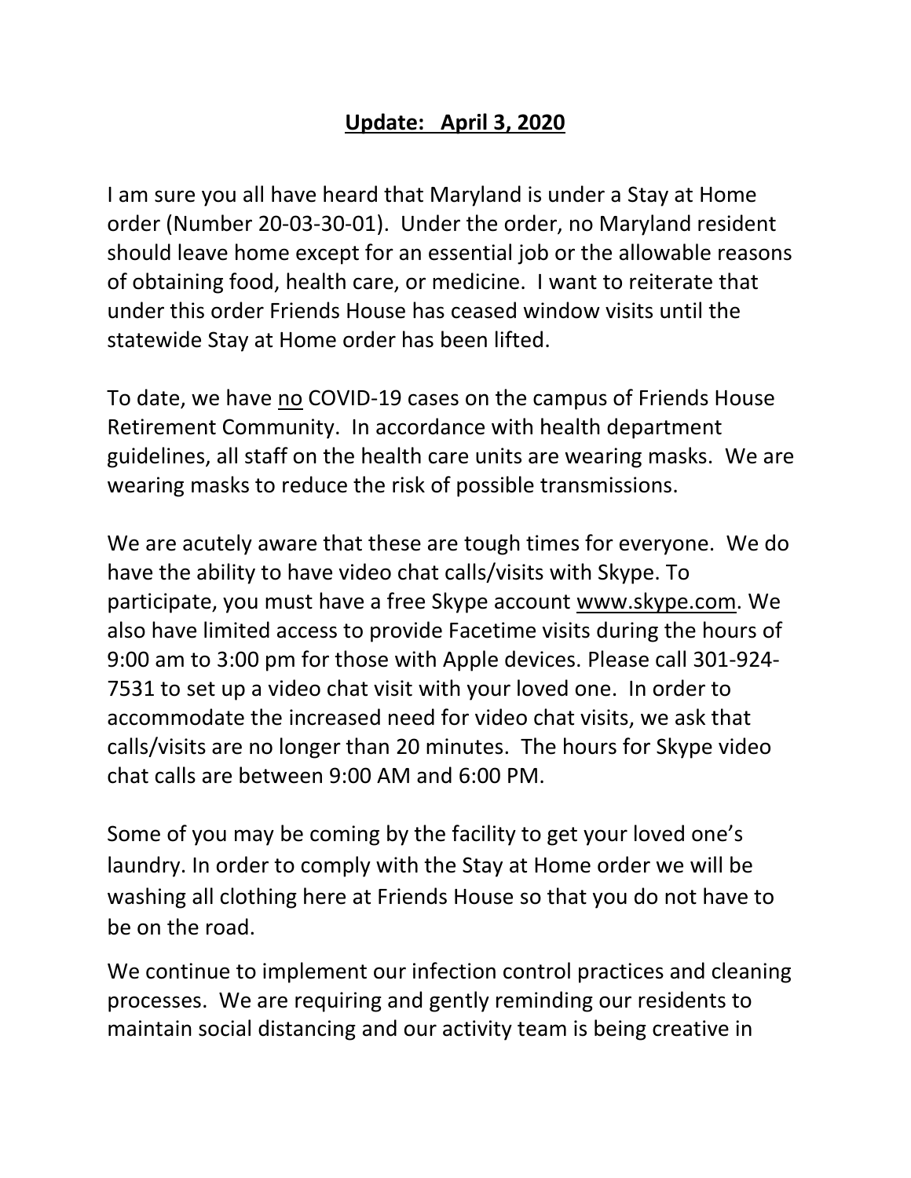**<u>Update: April 3, 2020</u>**

I am sure you all have heard that Maryland is under a Stay at Home order (Number 20-03-30-01). Under the order, no Maryland resident should leave home except for an essential job or the allowable reasons of obtaining food, health care, or medicine. I want to reiterate that under this order Friends House has ceased window visits until the statewide Stay at Home order has been lifted.

To date, we have <u>no</u> COVID-19 cases on the campus of Friends House Retirement Community. In accordance with health department guidelines, all staff on the health care units are wearing masks. We are wearing masks to reduce the risk of possible transmissions.

We are acutely aware that these are tough times for everyone. We do have the ability to have video chat calls/visits with Skype. To participate, you must have a free Skype account www.skype.com. We also have limited access to provide Facetime visits during the hours of 9:00 am to 3:00 pm for those with Apple devices. Please call 301-924-7531 to set up a video chat visit with your loved one. In order to accommodate the increased need for video chat visits, we ask that calls/visits are no longer than 20 minutes. The hours for Skype video chat calls are between 9:00 AM and 6:00 PM.

Some of you may be coming by the facility to get your loved one's laundry. In order to comply with the Stay at Home order we will be washing all clothing here at Friends House so that you do not have to be on the road.

We continue to implement our infection control practices and cleaning processes. We are requiring and gently reminding our residents to maintain social distancing and our activity team is being creative in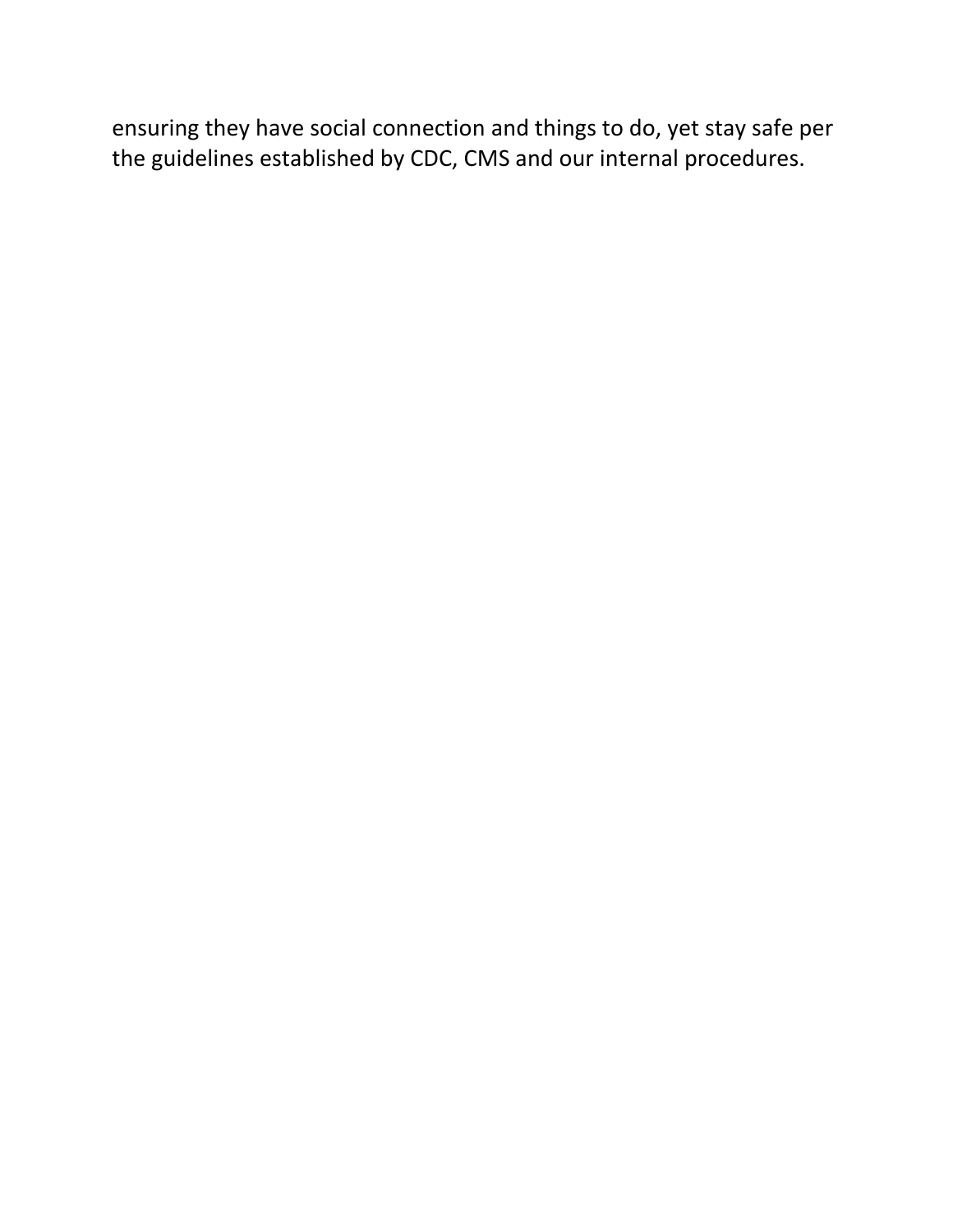ensuring they have social connection and things to do, yet stay safe per the guidelines established by CDC, CMS and our internal procedures.